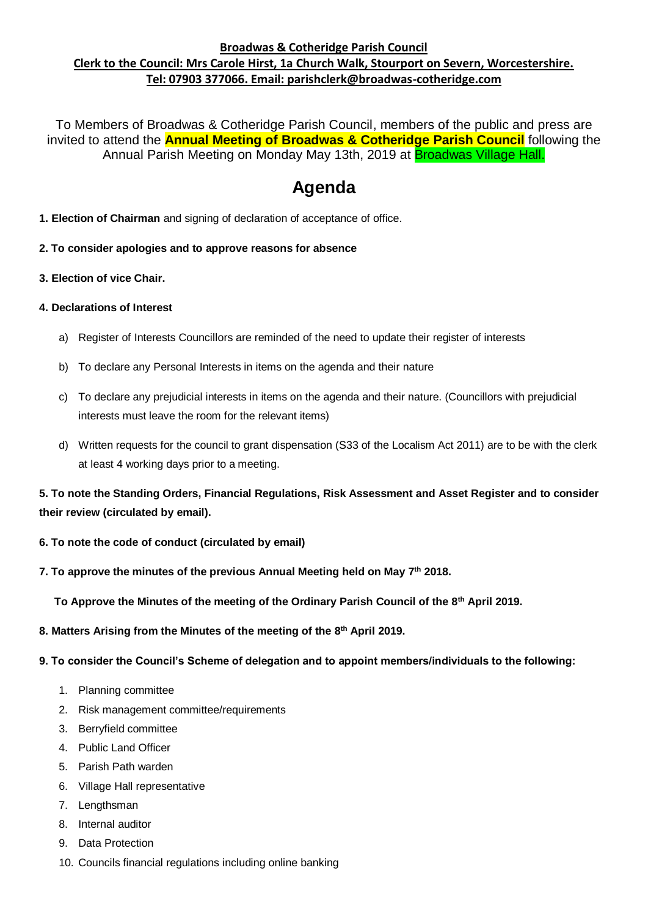**Broadwas & Cotheridge Parish Council**
**Clerk to the Council: Mrs Carole Hirst, 1a Church Walk, Stourport on Severn, Worcestershire.**
**Tel: 07903 377066. Email: parishclerk@broadwas-cotheridge.com**

To Members of Broadwas & Cotheridge Parish Council, members of the public and press are invited to attend the **Annual Meeting of Broadwas & Cotheridge Parish Council** following the Annual Parish Meeting on Monday May 13th, 2019 at Broadwas Village Hall.

# Agenda

**1. Election of Chairman** and signing of declaration of acceptance of office.

**2. To consider apologies and to approve reasons for absence**

**3. Election of vice Chair.**

**4. Declarations of Interest**

a) Register of Interests Councillors are reminded of the need to update their register of interests

b) To declare any Personal Interests in items on the agenda and their nature

c) To declare any prejudicial interests in items on the agenda and their nature. (Councillors with prejudicial interests must leave the room for the relevant items)

d) Written requests for the council to grant dispensation (S33 of the Localism Act 2011) are to be with the clerk at least 4 working days prior to a meeting.

**5. To note the Standing Orders, Financial Regulations, Risk Assessment and Asset Register and to consider their review (circulated by email).**

**6. To note the code of conduct (circulated by email)**

**7. To approve the minutes of the previous Annual Meeting held on May 7th 2018.**

**To Approve the Minutes of the meeting of the Ordinary Parish Council of the 8th April 2019.**

**8. Matters Arising from the Minutes of the meeting of the 8th April 2019.**

**9. To consider the Council's Scheme of delegation and to appoint members/individuals to the following:**

1. Planning committee
2. Risk management committee/requirements
3. Berryfield committee
4. Public Land Officer
5. Parish Path warden
6. Village Hall representative
7. Lengthsman
8. Internal auditor
9. Data Protection
10. Councils financial regulations including online banking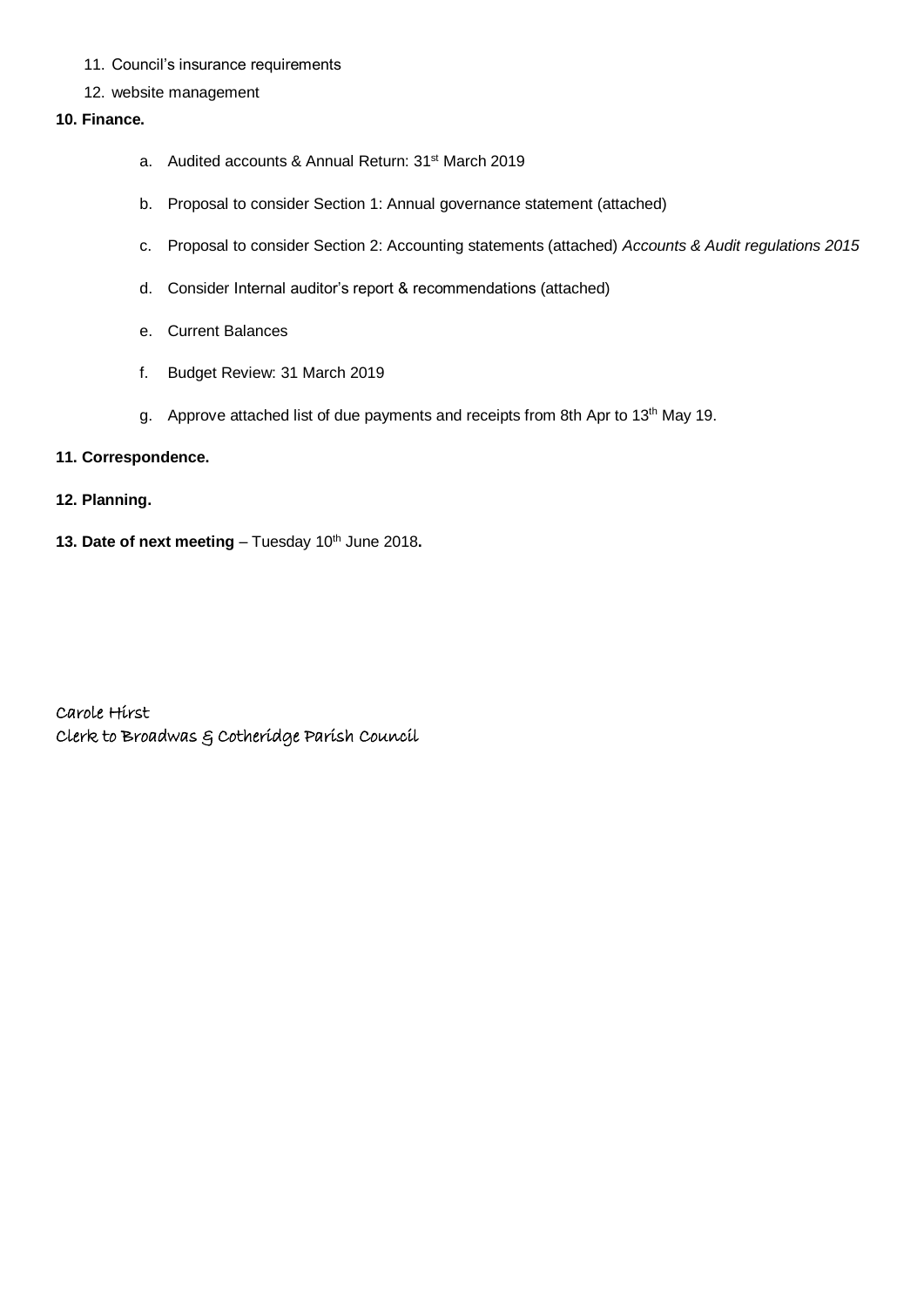11. Council's insurance requirements
12. website management

**10. Finance.**

a. Audited accounts & Annual Return: 31st March 2019

b. Proposal to consider Section 1: Annual governance statement (attached)

c. Proposal to consider Section 2: Accounting statements (attached) *Accounts & Audit regulations 2015*

d. Consider Internal auditor's report & recommendations (attached)

e. Current Balances

f. Budget Review: 31 March 2019

g. Approve attached list of due payments and receipts from 8th Apr to 13th May 19.

**11. Correspondence.**

**12. Planning.**

**13. Date of next meeting** – Tuesday 10th June 2018**.**

Carole Hirst
Clerk to Broadwas & Cotheridge Parish Council